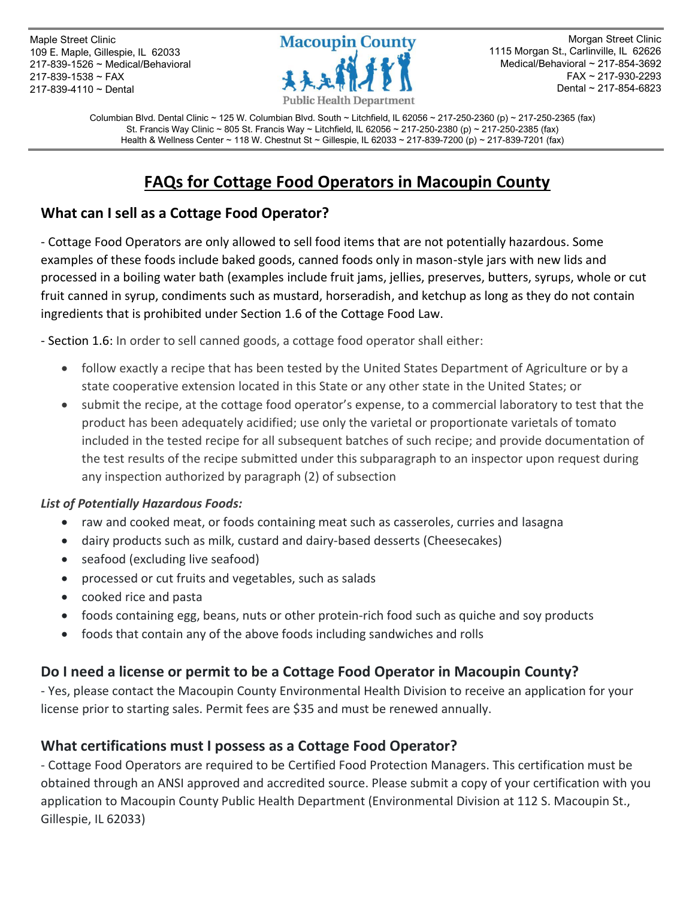Maple Street Clinic
109 E. Maple, Gillespie, IL 62033
217-839-1526 ~ Medical/Behavioral
217-839-1538 ~ FAX
217-839-4110 ~ Dental

Macoupin County
Public Health Department

Morgan Street Clinic
1115 Morgan St., Carlinville, IL 62626
Medical/Behavioral ~ 217-854-3692
FAX ~ 217-930-2293
Dental ~ 217-854-6823

Columbian Blvd. Dental Clinic ~ 125 W. Columbian Blvd. South ~ Litchfield, IL 62056 ~ 217-250-2360 (p) ~ 217-250-2365 (fax)
St. Francis Way Clinic ~ 805 St. Francis Way ~ Litchfield, IL 62056 ~ 217-250-2380 (p) ~ 217-250-2385 (fax)
Health & Wellness Center ~ 118 W. Chestnut St ~ Gillespie, IL 62033 ~ 217-839-7200 (p) ~ 217-839-7201 (fax)

# FAQs for Cottage Food Operators in Macoupin County

## What can I sell as a Cottage Food Operator?

- Cottage Food Operators are only allowed to sell food items that are not potentially hazardous. Some examples of these foods include baked goods, canned foods only in mason-style jars with new lids and processed in a boiling water bath (examples include fruit jams, jellies, preserves, butters, syrups, whole or cut fruit canned in syrup, condiments such as mustard, horseradish, and ketchup as long as they do not contain ingredients that is prohibited under Section 1.6 of the Cottage Food Law.

- Section 1.6: In order to sell canned goods, a cottage food operator shall either:

- follow exactly a recipe that has been tested by the United States Department of Agriculture or by a state cooperative extension located in this State or any other state in the United States; or
- submit the recipe, at the cottage food operator's expense, to a commercial laboratory to test that the product has been adequately acidified; use only the varietal or proportionate varietals of tomato included in the tested recipe for all subsequent batches of such recipe; and provide documentation of the test results of the recipe submitted under this subparagraph to an inspector upon request during any inspection authorized by paragraph (2) of subsection

*List of Potentially Hazardous Foods:*

- raw and cooked meat, or foods containing meat such as casseroles, curries and lasagna
- dairy products such as milk, custard and dairy-based desserts (Cheesecakes)
- seafood (excluding live seafood)
- processed or cut fruits and vegetables, such as salads
- cooked rice and pasta
- foods containing egg, beans, nuts or other protein-rich food such as quiche and soy products
- foods that contain any of the above foods including sandwiches and rolls

## Do I need a license or permit to be a Cottage Food Operator in Macoupin County?

- Yes, please contact the Macoupin County Environmental Health Division to receive an application for your license prior to starting sales. Permit fees are $35 and must be renewed annually.

## What certifications must I possess as a Cottage Food Operator?

- Cottage Food Operators are required to be Certified Food Protection Managers. This certification must be obtained through an ANSI approved and accredited source. Please submit a copy of your certification with you application to Macoupin County Public Health Department (Environmental Division at 112 S. Macoupin St., Gillespie, IL 62033)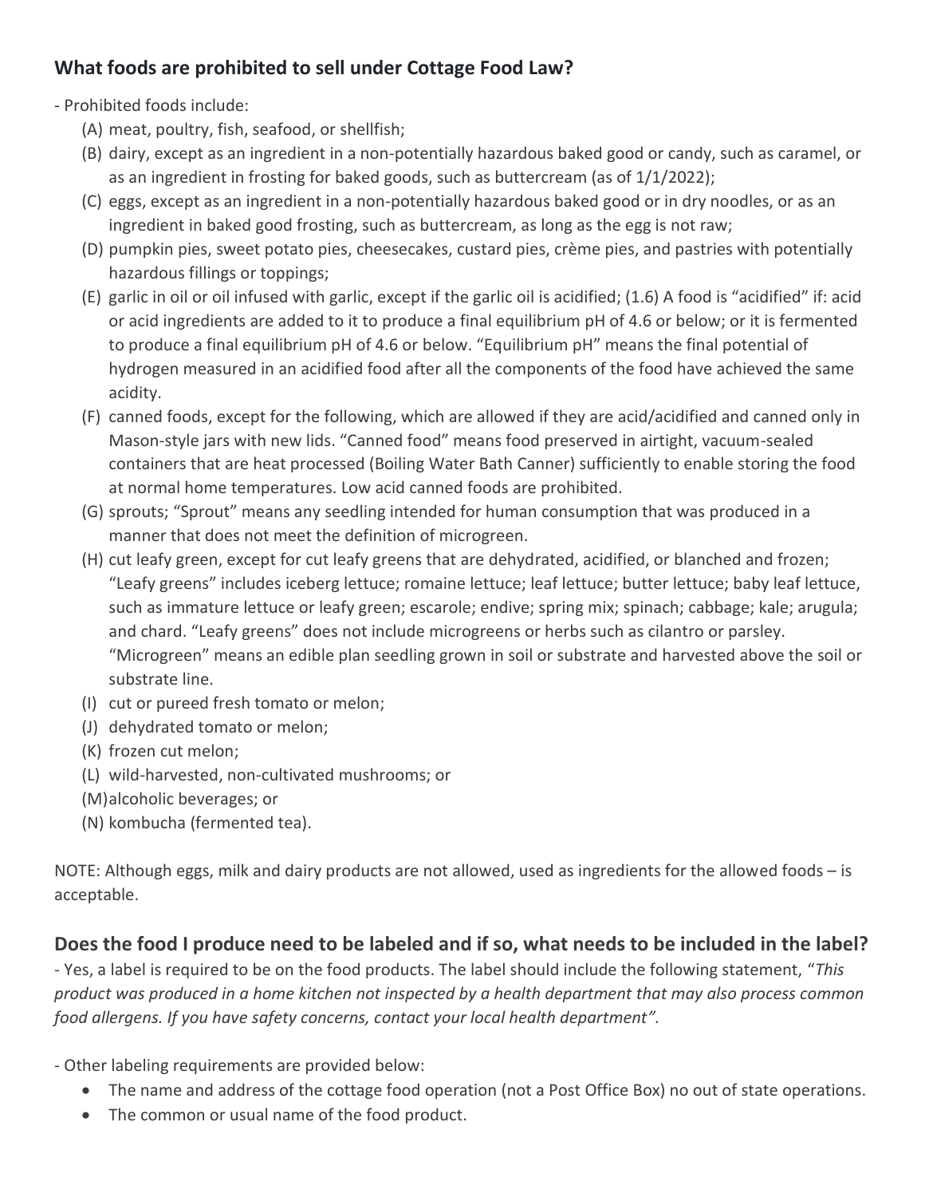### What foods are prohibited to sell under Cottage Food Law?

- Prohibited foods include:
  - (A) meat, poultry, fish, seafood, or shellfish;
  - (B) dairy, except as an ingredient in a non-potentially hazardous baked good or candy, such as caramel, or as an ingredient in frosting for baked goods, such as buttercream (as of 1/1/2022);
  - (C) eggs, except as an ingredient in a non-potentially hazardous baked good or in dry noodles, or as an ingredient in baked good frosting, such as buttercream, as long as the egg is not raw;
  - (D) pumpkin pies, sweet potato pies, cheesecakes, custard pies, crème pies, and pastries with potentially hazardous fillings or toppings;
  - (E) garlic in oil or oil infused with garlic, except if the garlic oil is acidified; (1.6) A food is "acidified" if: acid or acid ingredients are added to it to produce a final equilibrium pH of 4.6 or below; or it is fermented to produce a final equilibrium pH of 4.6 or below. "Equilibrium pH" means the final potential of hydrogen measured in an acidified food after all the components of the food have achieved the same acidity.
  - (F) canned foods, except for the following, which are allowed if they are acid/acidified and canned only in Mason-style jars with new lids. "Canned food" means food preserved in airtight, vacuum-sealed containers that are heat processed (Boiling Water Bath Canner) sufficiently to enable storing the food at normal home temperatures. Low acid canned foods are prohibited.
  - (G) sprouts; "Sprout" means any seedling intended for human consumption that was produced in a manner that does not meet the definition of microgreen.
  - (H) cut leafy green, except for cut leafy greens that are dehydrated, acidified, or blanched and frozen; "Leafy greens" includes iceberg lettuce; romaine lettuce; leaf lettuce; butter lettuce; baby leaf lettuce, such as immature lettuce or leafy green; escarole; endive; spring mix; spinach; cabbage; kale; arugula; and chard. "Leafy greens" does not include microgreens or herbs such as cilantro or parsley. "Microgreen" means an edible plan seedling grown in soil or substrate and harvested above the soil or substrate line.
  - (I) cut or pureed fresh tomato or melon;
  - (J) dehydrated tomato or melon;
  - (K) frozen cut melon;
  - (L) wild-harvested, non-cultivated mushrooms; or
  - (M) alcoholic beverages; or
  - (N) kombucha (fermented tea).

NOTE: Although eggs, milk and dairy products are not allowed, used as ingredients for the allowed foods – is acceptable.

### Does the food I produce need to be labeled and if so, what needs to be included in the label?

- Yes, a label is required to be on the food products. The label should include the following statement, "*This product was produced in a home kitchen not inspected by a health department that may also process common food allergens. If you have safety concerns, contact your local health department*".

- Other labeling requirements are provided below:
  - The name and address of the cottage food operation (not a Post Office Box) no out of state operations.
  - The common or usual name of the food product.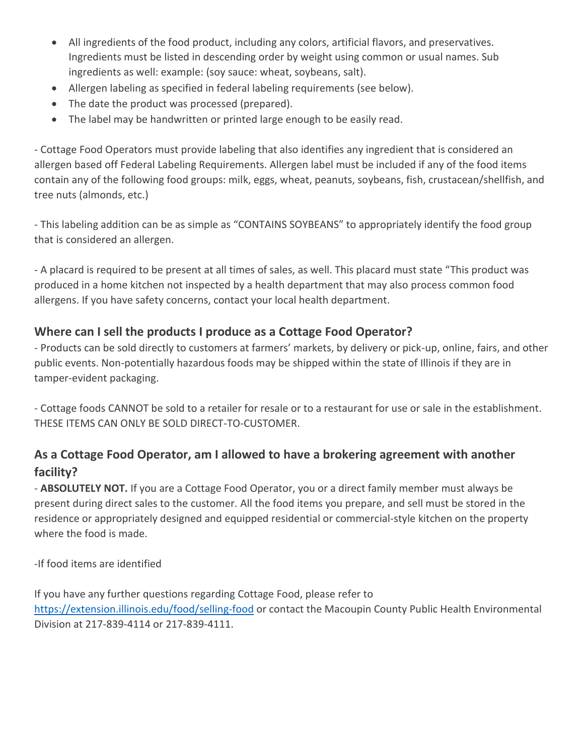- All ingredients of the food product, including any colors, artificial flavors, and preservatives. Ingredients must be listed in descending order by weight using common or usual names. Sub ingredients as well: example: (soy sauce: wheat, soybeans, salt).
- Allergen labeling as specified in federal labeling requirements (see below).
- The date the product was processed (prepared).
- The label may be handwritten or printed large enough to be easily read.

- Cottage Food Operators must provide labeling that also identifies any ingredient that is considered an allergen based off Federal Labeling Requirements. Allergen label must be included if any of the food items contain any of the following food groups: milk, eggs, wheat, peanuts, soybeans, fish, crustacean/shellfish, and tree nuts (almonds, etc.)

- This labeling addition can be as simple as "CONTAINS SOYBEANS" to appropriately identify the food group that is considered an allergen.

- A placard is required to be present at all times of sales, as well. This placard must state "This product was produced in a home kitchen not inspected by a health department that may also process common food allergens. If you have safety concerns, contact your local health department.

## Where can I sell the products I produce as a Cottage Food Operator?

- Products can be sold directly to customers at farmers' markets, by delivery or pick-up, online, fairs, and other public events. Non-potentially hazardous foods may be shipped within the state of Illinois if they are in tamper-evident packaging.

- Cottage foods CANNOT be sold to a retailer for resale or to a restaurant for use or sale in the establishment. THESE ITEMS CAN ONLY BE SOLD DIRECT-TO-CUSTOMER.

## As a Cottage Food Operator, am I allowed to have a brokering agreement with another facility?

- **ABSOLUTELY NOT.** If you are a Cottage Food Operator, you or a direct family member must always be present during direct sales to the customer. All the food items you prepare, and sell must be stored in the residence or appropriately designed and equipped residential or commercial-style kitchen on the property where the food is made.

-If food items are identified

If you have any further questions regarding Cottage Food, please refer to [https://extension.illinois.edu/food/selling-food](https://extension.illinois.edu/food/selling-food) or contact the Macoupin County Public Health Environmental Division at 217-839-4114 or 217-839-4111.